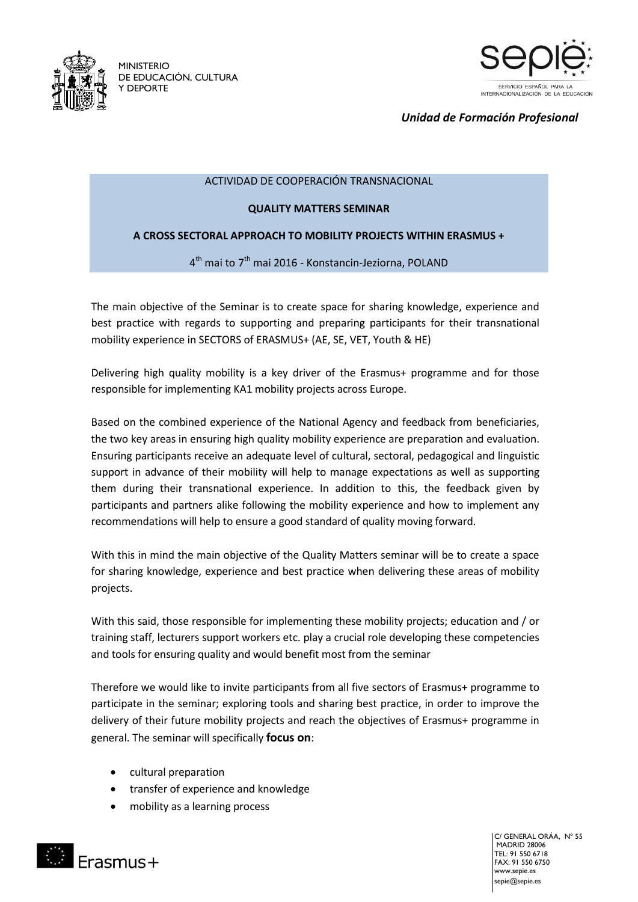MINISTERIO DE EDUCACIÓN, CULTURA Y DEPORTE

SERVICIO ESPAÑOL PARA LA INTERNACIONALIZACIÓN DE LA EDUCACIÓN

*Unidad de Formación Profesional*

ACTIVIDAD DE COOPERACIÓN TRANSNACIONAL

**QUALITY MATTERS SEMINAR**

**A CROSS SECTORAL APPROACH TO MOBILITY PROJECTS WITHIN ERASMUS +**

4th mai to 7th mai 2016 - Konstancin-Jeziorna, POLAND

The main objective of the Seminar is to create space for sharing knowledge, experience and best practice with regards to supporting and preparing participants for their transnational mobility experience in SECTORS of ERASMUS+ (AE, SE, VET, Youth & HE)

Delivering high quality mobility is a key driver of the Erasmus+ programme and for those responsible for implementing KA1 mobility projects across Europe.

Based on the combined experience of the National Agency and feedback from beneficiaries, the two key areas in ensuring high quality mobility experience are preparation and evaluation. Ensuring participants receive an adequate level of cultural, sectoral, pedagogical and linguistic support in advance of their mobility will help to manage expectations as well as supporting them during their transnational experience. In addition to this, the feedback given by participants and partners alike following the mobility experience and how to implement any recommendations will help to ensure a good standard of quality moving forward.

With this in mind the main objective of the Quality Matters seminar will be to create a space for sharing knowledge, experience and best practice when delivering these areas of mobility projects.

With this said, those responsible for implementing these mobility projects; education and / or training staff, lecturers support workers etc. play a crucial role developing these competencies and tools for ensuring quality and would benefit most from the seminar

Therefore we would like to invite participants from all five sectors of Erasmus+ programme to participate in the seminar; exploring tools and sharing best practice, in order to improve the delivery of their future mobility projects and reach the objectives of Erasmus+ programme in general. The seminar will specifically **focus on**:

- cultural preparation
- transfer of experience and knowledge
- mobility as a learning process

Erasmus+

C/ GENERAL ORÁA, Nº 55
MADRID 28006
TEL: 91 550 6718
FAX: 91 550 6750
www.sepie.es
sepie@sepie.es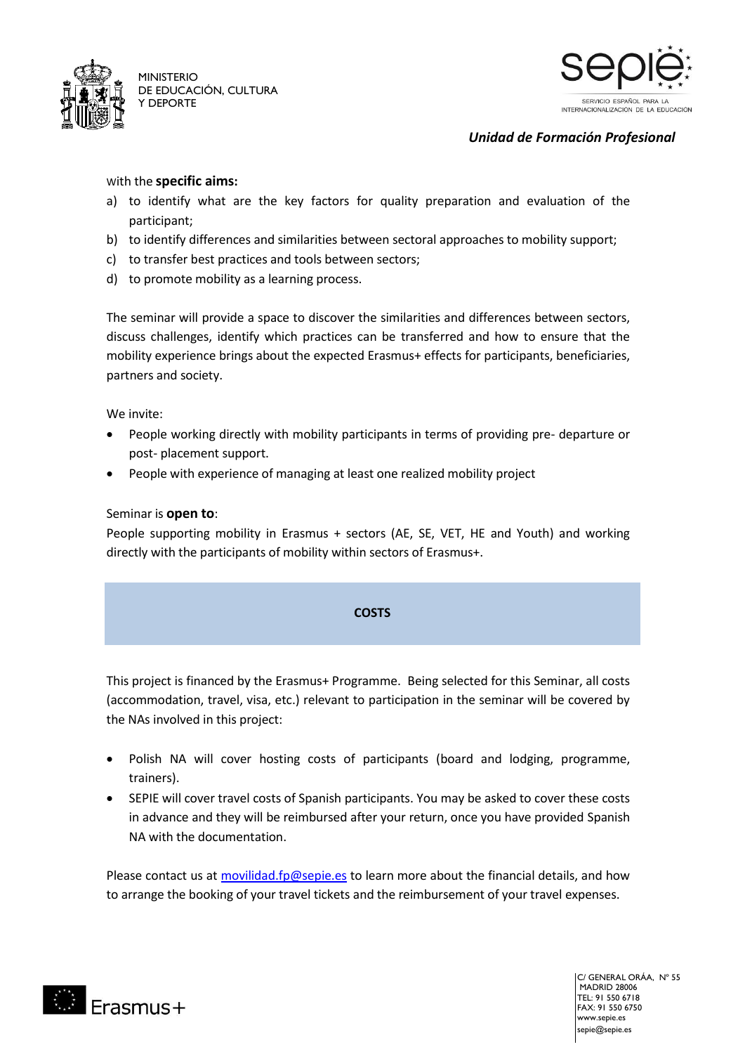With the **specific aims:**

a) to identify what are the key factors for quality preparation and evaluation of the participant;
b) to identify differences and similarities between sectoral approaches to mobility support;
c) to transfer best practices and tools between sectors;
d) to promote mobility as a learning process.

The seminar will provide a space to discover the similarities and differences between sectors, discuss challenges, identify which practices can be transferred and how to ensure that the mobility experience brings about the expected Erasmus+ effects for participants, beneficiaries, partners and society.

We invite:

- People working directly with mobility participants in terms of providing pre- departure or post- placement support.
- People with experience of managing at least one realized mobility project

Seminar is **open to**:
People supporting mobility in Erasmus + sectors (AE, SE, VET, HE and Youth) and working directly with the participants of mobility within sectors of Erasmus+.

## COSTS

This project is financed by the Erasmus+ Programme. Being selected for this Seminar, all costs (accommodation, travel, visa, etc.) relevant to participation in the seminar will be covered by the NAs involved in this project:

- Polish NA will cover hosting costs of participants (board and lodging, programme, trainers).
- SEPIE will cover travel costs of Spanish participants. You may be asked to cover these costs in advance and they will be reimbursed after your return, once you have provided Spanish NA with the documentation.

Please contact us at movilidad.fp@sepie.es to learn more about the financial details, and how to arrange the booking of your travel tickets and the reimbursement of your travel expenses.